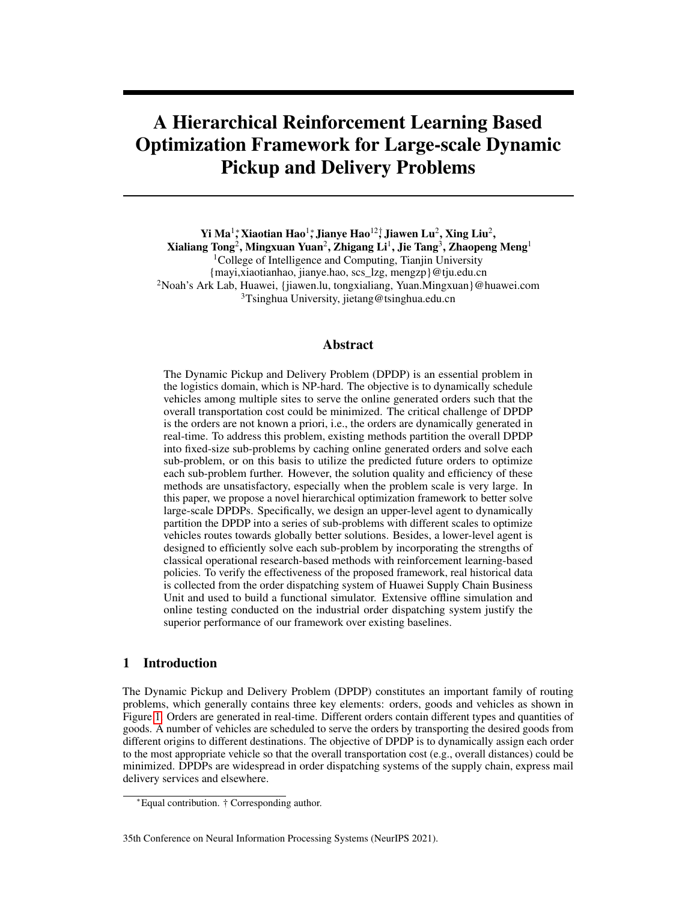# A Hierarchical Reinforcement Learning Based Optimization Framework for Large-scale Dynamic Pickup and Delivery Problems

**Yi Ma**[1]*, **Xiaotian Hao**[1]*, **Jianye Hao**[12]†, **Jiawen Lu**[2], **Xing Liu**[2], **Xialiang Tong**[2], **Mingxuan Yuan**[2], **Zhigang Li**[1], **Jie Tang**[3], **Zhaopeng Meng**[1]

[1]College of Intelligence and Computing, Tianjin University
{mayi,xiaotianhao, jianye.hao, scs_lzg, mengzp}@tju.edu.cn
[2]Noah's Ark Lab, Huawei, {jiawen.lu, tongxialiang, Yuan.Mingxuan}@huawei.com
[3]Tsinghua University, jietang@tsinghua.edu.cn

## Abstract

The Dynamic Pickup and Delivery Problem (DPDP) is an essential problem in the logistics domain, which is NP-hard. The objective is to dynamically schedule vehicles among multiple sites to serve the online generated orders such that the overall transportation cost could be minimized. The critical challenge of DPDP is the orders are not known a priori, i.e., the orders are dynamically generated in real-time. To address this problem, existing methods partition the overall DPDP into fixed-size sub-problems by caching online generated orders and solve each sub-problem, or on this basis to utilize the predicted future orders to optimize each sub-problem further. However, the solution quality and efficiency of these methods are unsatisfactory, especially when the problem scale is very large. In this paper, we propose a novel hierarchical optimization framework to better solve large-scale DPDPs. Specifically, we design an upper-level agent to dynamically partition the DPDP into a series of sub-problems with different scales to optimize vehicles routes towards globally better solutions. Besides, a lower-level agent is designed to efficiently solve each sub-problem by incorporating the strengths of classical operational research-based methods with reinforcement learning-based policies. To verify the effectiveness of the proposed framework, real historical data is collected from the order dispatching system of Huawei Supply Chain Business Unit and used to build a functional simulator. Extensive offline simulation and online testing conducted on the industrial order dispatching system justify the superior performance of our framework over existing baselines.

## 1 Introduction

The Dynamic Pickup and Delivery Problem (DPDP) constitutes an important family of routing problems, which generally contains three key elements: orders, goods and vehicles as shown in Figure 1. Orders are generated in real-time. Different orders contain different types and quantities of goods. A number of vehicles are scheduled to serve the orders by transporting the desired goods from different origins to different destinations. The objective of DPDP is to dynamically assign each order to the most appropriate vehicle so that the overall transportation cost (e.g., overall distances) could be minimized. DPDPs are widespread in order dispatching systems of the supply chain, express mail delivery services and elsewhere.

*Equal contribution. † Corresponding author.

35th Conference on Neural Information Processing Systems (NeurIPS 2021).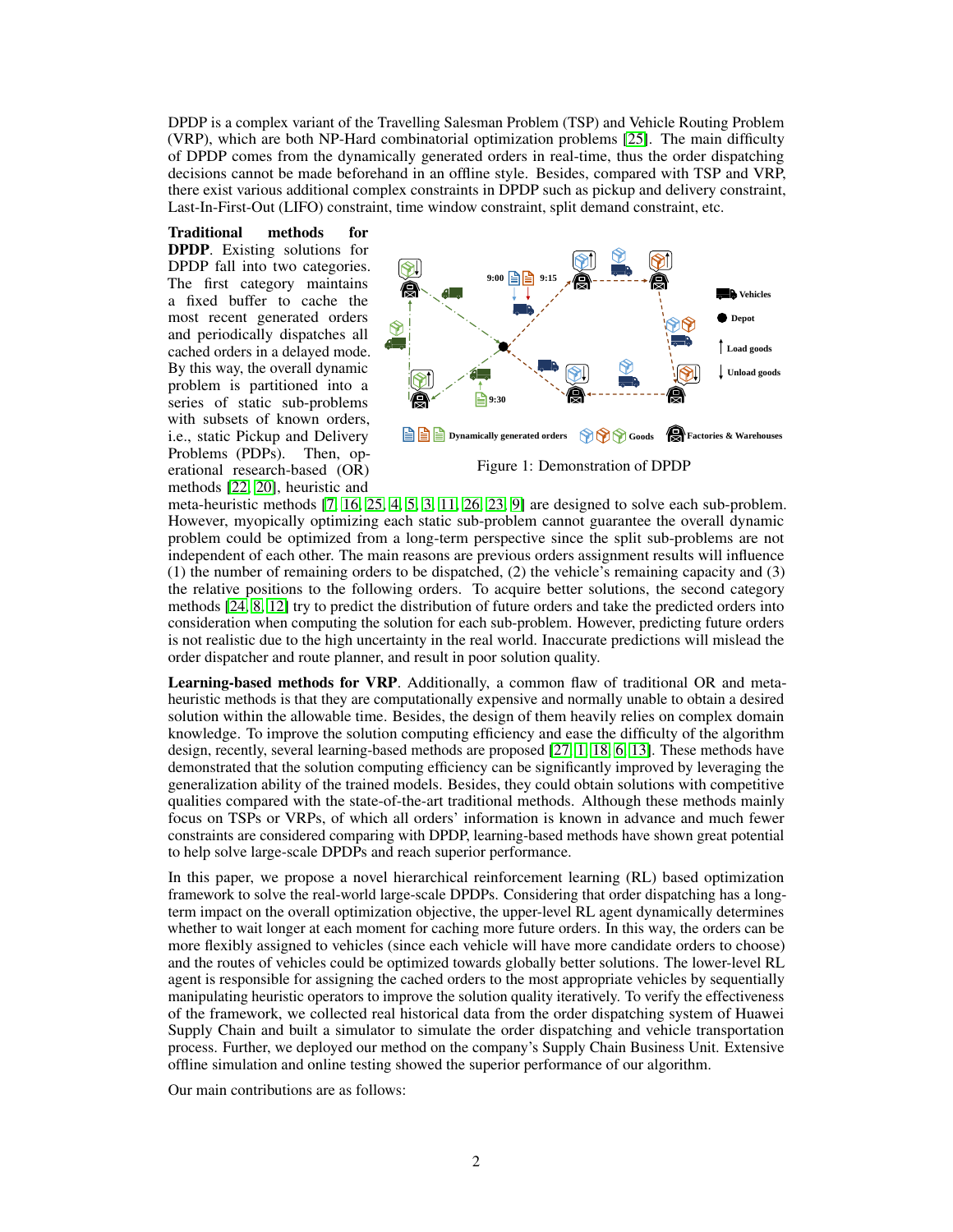DPDP is a complex variant of the Travelling Salesman Problem (TSP) and Vehicle Routing Problem (VRP), which are both NP-Hard combinatorial optimization problems [25]. The main difficulty of DPDP comes from the dynamically generated orders in real-time, thus the order dispatching decisions cannot be made beforehand in an offline style. Besides, compared with TSP and VRP, there exist various additional complex constraints in DPDP such as pickup and delivery constraint, Last-In-First-Out (LIFO) constraint, time window constraint, split demand constraint, etc.

**Traditional methods for DPDP**. Existing solutions for DPDP fall into two categories. The first category maintains a fixed buffer to cache the most recent generated orders and periodically dispatches all cached orders in a delayed mode. By this way, the overall dynamic problem is partitioned into a series of static sub-problems with subsets of known orders, i.e., static Pickup and Delivery Problems (PDPs). Then, operational research-based (OR) methods [22, 20], heuristic and meta-heuristic methods [7, 16, 25, 4, 5, 3, 11, 26, 23, 9] are designed to solve each sub-problem. However, myopically optimizing each static sub-problem cannot guarantee the overall dynamic problem could be optimized from a long-term perspective since the split sub-problems are not independent of each other. The main reasons are previous orders assignment results will influence (1) the number of remaining orders to be dispatched, (2) the vehicle's remaining capacity and (3) the relative positions to the following orders. To acquire better solutions, the second category methods [24, 8, 12] try to predict the distribution of future orders and take the predicted orders into consideration when computing the solution for each sub-problem. However, predicting future orders is not realistic due to the high uncertainty in the real world. Inaccurate predictions will mislead the order dispatcher and route planner, and result in poor solution quality.

Figure 1: Demonstration of DPDP

**Learning-based methods for VRP**. Additionally, a common flaw of traditional OR and meta-heuristic methods is that they are computationally expensive and normally unable to obtain a desired solution within the allowable time. Besides, the design of them heavily relies on complex domain knowledge. To improve the solution computing efficiency and ease the difficulty of the algorithm design, recently, several learning-based methods are proposed [27, 1, 18, 6, 13]. These methods have demonstrated that the solution computing efficiency can be significantly improved by leveraging the generalization ability of the trained models. Besides, they could obtain solutions with competitive qualities compared with the state-of-the-art traditional methods. Although these methods mainly focus on TSPs or VRPs, of which all orders' information is known in advance and much fewer constraints are considered comparing with DPDP, learning-based methods have shown great potential to help solve large-scale DPDPs and reach superior performance.

In this paper, we propose a novel hierarchical reinforcement learning (RL) based optimization framework to solve the real-world large-scale DPDPs. Considering that order dispatching has a long-term impact on the overall optimization objective, the upper-level RL agent dynamically determines whether to wait longer at each moment for caching more future orders. In this way, the orders can be more flexibly assigned to vehicles (since each vehicle will have more candidate orders to choose) and the routes of vehicles could be optimized towards globally better solutions. The lower-level RL agent is responsible for assigning the cached orders to the most appropriate vehicles by sequentially manipulating heuristic operators to improve the solution quality iteratively. To verify the effectiveness of the framework, we collected real historical data from the order dispatching system of Huawei Supply Chain and built a simulator to simulate the order dispatching and vehicle transportation process. Further, we deployed our method on the company's Supply Chain Business Unit. Extensive offline simulation and online testing showed the superior performance of our algorithm.

Our main contributions are as follows: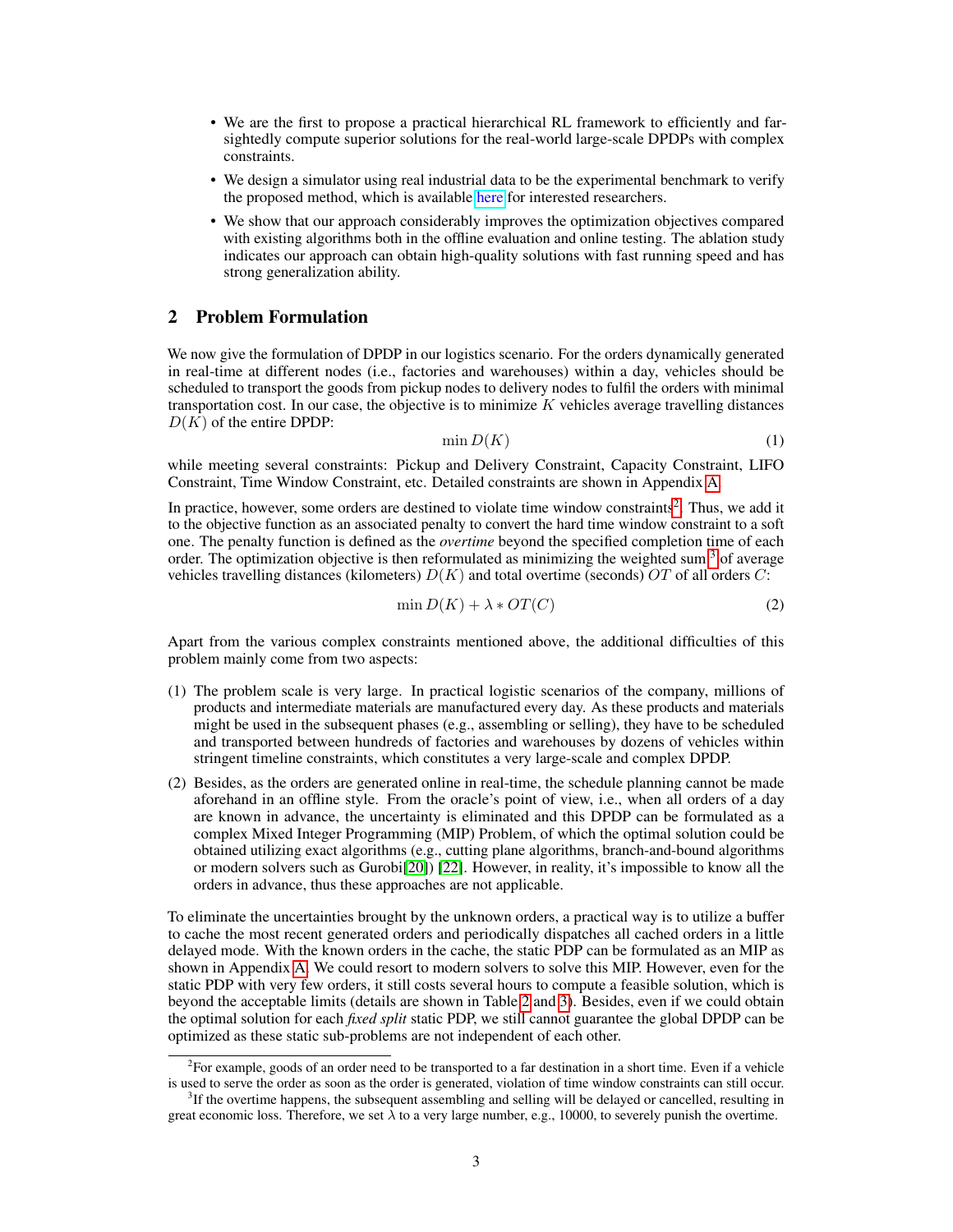- We are the first to propose a practical hierarchical RL framework to efficiently and far-sightedly compute superior solutions for the real-world large-scale DPDPs with complex constraints.
- We design a simulator using real industrial data to be the experimental benchmark to verify the proposed method, which is available here for interested researchers.
- We show that our approach considerably improves the optimization objectives compared with existing algorithms both in the offline evaluation and online testing. The ablation study indicates our approach can obtain high-quality solutions with fast running speed and has strong generalization ability.

## 2 Problem Formulation

We now give the formulation of DPDP in our logistics scenario. For the orders dynamically generated in real-time at different nodes (i.e., factories and warehouses) within a day, vehicles should be scheduled to transport the goods from pickup nodes to delivery nodes to fulfil the orders with minimal transportation cost. In our case, the objective is to minimize $K$ vehicles average travelling distances $D(K)$ of the entire DPDP:

$$\min D(K) \tag{1}$$

while meeting several constraints: Pickup and Delivery Constraint, Capacity Constraint, LIFO Constraint, Time Window Constraint, etc. Detailed constraints are shown in Appendix A.

In practice, however, some orders are destined to violate time window constraints[2]. Thus, we add it to the objective function as an associated penalty to convert the hard time window constraint to a soft one. The penalty function is defined as the *overtime* beyond the specified completion time of each order. The optimization objective is then reformulated as minimizing the weighted sum[3] of average vehicles travelling distances (kilometers) $D(K)$ and total overtime (seconds) $OT$ of all orders $C$:

$$\min D(K) + \lambda * OT(C) \tag{2}$$

Apart from the various complex constraints mentioned above, the additional difficulties of this problem mainly come from two aspects:

(1) The problem scale is very large. In practical logistic scenarios of the company, millions of products and intermediate materials are manufactured every day. As these products and materials might be used in the subsequent phases (e.g., assembling or selling), they have to be scheduled and transported between hundreds of factories and warehouses by dozens of vehicles within stringent timeline constraints, which constitutes a very large-scale and complex DPDP.

(2) Besides, as the orders are generated online in real-time, the schedule planning cannot be made aforehand in an offline style. From the oracle's point of view, i.e., when all orders of a day are known in advance, the uncertainty is eliminated and this DPDP can be formulated as a complex Mixed Integer Programming (MIP) Problem, of which the optimal solution could be obtained utilizing exact algorithms (e.g., cutting plane algorithms, branch-and-bound algorithms or modern solvers such as Gurobi[20]) [22]. However, in reality, it's impossible to know all the orders in advance, thus these approaches are not applicable.

To eliminate the uncertainties brought by the unknown orders, a practical way is to utilize a buffer to cache the most recent generated orders and periodically dispatches all cached orders in a little delayed mode. With the known orders in the cache, the static PDP can be formulated as an MIP as shown in Appendix A. We could resort to modern solvers to solve this MIP. However, even for the static PDP with very few orders, it still costs several hours to compute a feasible solution, which is beyond the acceptable limits (details are shown in Table 2 and 3). Besides, even if we could obtain the optimal solution for each *fixed split* static PDP, we still cannot guarantee the global DPDP can be optimized as these static sub-problems are not independent of each other.

[2] For example, goods of an order need to be transported to a far destination in a short time. Even if a vehicle is used to serve the order as soon as the order is generated, violation of time window constraints can still occur.

[3] If the overtime happens, the subsequent assembling and selling will be delayed or cancelled, resulting in great economic loss. Therefore, we set $\lambda$ to a very large number, e.g., 10000, to severely punish the overtime.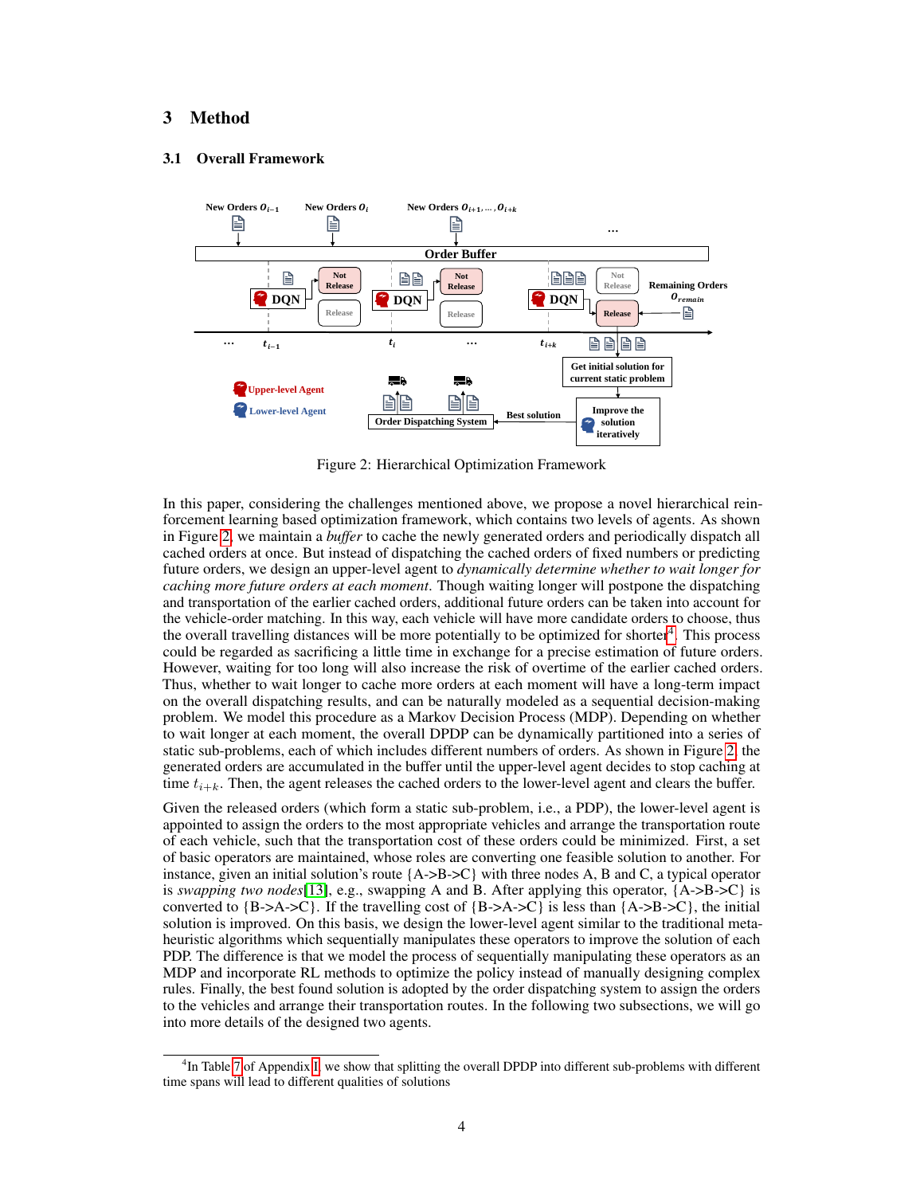# 3 Method

## 3.1 Overall Framework

Figure 2: Hierarchical Optimization Framework

In this paper, considering the challenges mentioned above, we propose a novel hierarchical reinforcement learning based optimization framework, which contains two levels of agents. As shown in Figure 2, we maintain a *buffer* to cache the newly generated orders and periodically dispatch all cached orders at once. But instead of dispatching the cached orders of fixed numbers or predicting future orders, we design an upper-level agent to *dynamically determine whether to wait longer for caching more future orders at each moment*. Though waiting longer will postpone the dispatching and transportation of the earlier cached orders, additional future orders can be taken into account for the vehicle-order matching. In this way, each vehicle will have more candidate orders to choose, thus the overall travelling distances will be more potentially to be optimized for shorter[4]. This process could be regarded as sacrificing a little time in exchange for a precise estimation of future orders. However, waiting for too long will also increase the risk of overtime of the earlier cached orders. Thus, whether to wait longer to cache more orders at each moment will have a long-term impact on the overall dispatching results, and can be naturally modeled as a sequential decision-making problem. We model this procedure as a Markov Decision Process (MDP). Depending on whether to wait longer at each moment, the overall DPDP can be dynamically partitioned into a series of static sub-problems, each of which includes different numbers of orders. As shown in Figure 2, the generated orders are accumulated in the buffer until the upper-level agent decides to stop caching at time $t_{i+k}$. Then, the agent releases the cached orders to the lower-level agent and clears the buffer.

Given the released orders (which form a static sub-problem, i.e., a PDP), the lower-level agent is appointed to assign the orders to the most appropriate vehicles and arrange the transportation route of each vehicle, such that the transportation cost of these orders could be minimized. First, a set of basic operators are maintained, whose roles are converting one feasible solution to another. For instance, given an initial solution's route {A->B->C} with three nodes A, B and C, a typical operator is *swapping two nodes*[13], e.g., swapping A and B. After applying this operator, {A->B->C} is converted to {B->A->C}. If the travelling cost of {B->A->C} is less than {A->B->C}, the initial solution is improved. On this basis, we design the lower-level agent similar to the traditional meta-heuristic algorithms which sequentially manipulates these operators to improve the solution of each PDP. The difference is that we model the process of sequentially manipulating these operators as an MDP and incorporate RL methods to optimize the policy instead of manually designing complex rules. Finally, the best found solution is adopted by the order dispatching system to assign the orders to the vehicles and arrange their transportation routes. In the following two subsections, we will go into more details of the designed two agents.

[4] In Table 7 of Appendix I, we show that splitting the overall DPDP into different sub-problems with different time spans will lead to different qualities of solutions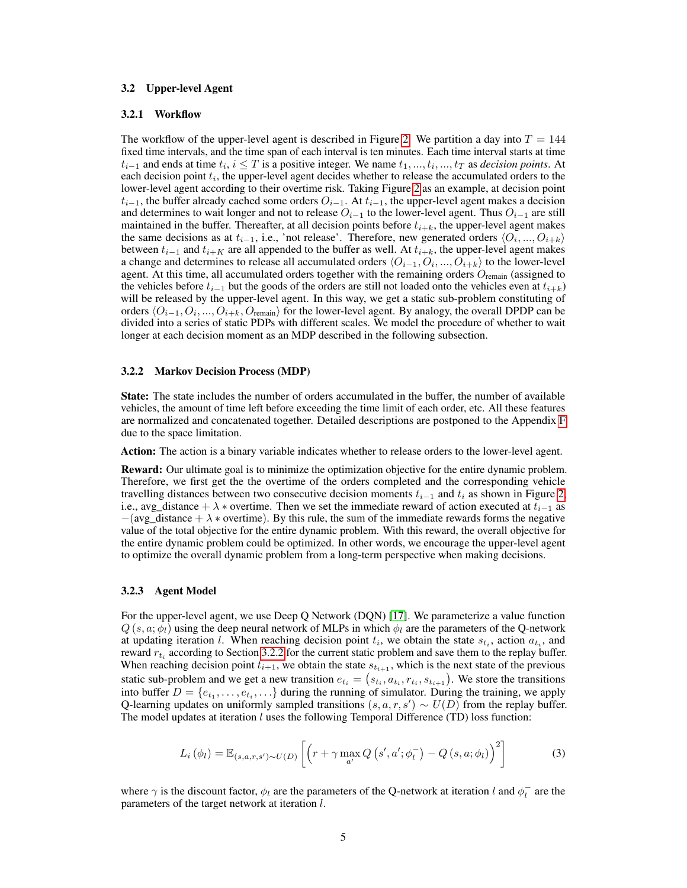### 3.2 Upper-level Agent

#### 3.2.1 Workflow

The workflow of the upper-level agent is described in Figure 2. We partition a day into $T = 144$ fixed time intervals, and the time span of each interval is ten minutes. Each time interval starts at time $t_{i-1}$ and ends at time $t_i$, $i \leq T$ is a positive integer. We name $t_1, ..., t_i, ..., t_T$ as *decision points*. At each decision point $t_i$, the upper-level agent decides whether to release the accumulated orders to the lower-level agent according to their overtime risk. Taking Figure 2 as an example, at decision point $t_{i-1}$, the buffer already cached some orders $O_{i-1}$. At $t_{i-1}$, the upper-level agent makes a decision and determines to wait longer and not to release $O_{i-1}$ to the lower-level agent. Thus $O_{i-1}$ are still maintained in the buffer. Thereafter, at all decision points before $t_{i+k}$, the upper-level agent makes the same decisions as at $t_{i-1}$, i.e., 'not release'. Therefore, new generated orders $\langle O_i, ..., O_{i+k} \rangle$ between $t_{i-1}$ and $t_{i+K}$ are all appended to the buffer as well. At $t_{i+k}$, the upper-level agent makes a change and determines to release all accumulated orders $\langle O_{i-1}, O_i, ..., O_{i+k} \rangle$ to the lower-level agent. At this time, all accumulated orders together with the remaining orders $O_{\text{remain}}$ (assigned to the vehicles before $t_{i-1}$ but the goods of the orders are still not loaded onto the vehicles even at $t_{i+k}$) will be released by the upper-level agent. In this way, we get a static sub-problem constituting of orders $\langle O_{i-1}, O_i, ..., O_{i+k}, O_{\text{remain}} \rangle$ for the lower-level agent. By analogy, the overall DPDP can be divided into a series of static PDPs with different scales. We model the procedure of whether to wait longer at each decision moment as an MDP described in the following subsection.

#### 3.2.2 Markov Decision Process (MDP)

**State:** The state includes the number of orders accumulated in the buffer, the number of available vehicles, the amount of time left before exceeding the time limit of each order, etc. All these features are normalized and concatenated together. Detailed descriptions are postponed to the Appendix F due to the space limitation.

**Action:** The action is a binary variable indicates whether to release orders to the lower-level agent.

**Reward:** Our ultimate goal is to minimize the optimization objective for the entire dynamic problem. Therefore, we first get the the overtime of the orders completed and the corresponding vehicle travelling distances between two consecutive decision moments $t_{i-1}$ and $t_i$ as shown in Figure 2, i.e., avg_distance + $\lambda *$ overtime. Then we set the immediate reward of action executed at $t_{i-1}$ as $-$(avg_distance + $\lambda *$ overtime). By this rule, the sum of the immediate rewards forms the negative value of the total objective for the entire dynamic problem. With this reward, the overall objective for the entire dynamic problem could be optimized. In other words, we encourage the upper-level agent to optimize the overall dynamic problem from a long-term perspective when making decisions.

#### 3.2.3 Agent Model

For the upper-level agent, we use Deep Q Network (DQN) [17]. We parameterize a value function $Q(s, a; \phi_l)$ using the deep neural network of MLPs in which $\phi_l$ are the parameters of the Q-network at updating iteration $l$. When reaching decision point $t_i$, we obtain the state $s_{t_i}$, action $a_{t_i}$, and reward $r_{t_i}$ according to Section 3.2.2 for the current static problem and save them to the replay buffer. When reaching decision point $t_{i+1}$, we obtain the state $s_{t_{i+1}}$, which is the next state of the previous static sub-problem and we get a new transition $e_{t_i} = (s_{t_i}, a_{t_i}, r_{t_i}, s_{t_{i+1}})$. We store the transitions into buffer $D = \{e_{t_1}, \ldots, e_{t_i}, \ldots\}$ during the running of simulator. During the training, we apply Q-learning updates on uniformly sampled transitions $(s, a, r, s') \sim U(D)$ from the replay buffer. The model updates at iteration $l$ uses the following Temporal Difference (TD) loss function:

$$L_i(\phi_l) = \mathbb{E}_{(s,a,r,s') \sim U(D)} \left[ \left( r + \gamma \max_{a'} Q(s', a'; \phi_l^-) - Q(s, a; \phi_l) \right)^2 \right] \quad (3)$$

where $\gamma$ is the discount factor, $\phi_l$ are the parameters of the Q-network at iteration $l$ and $\phi_l^-$ are the parameters of the target network at iteration $l$.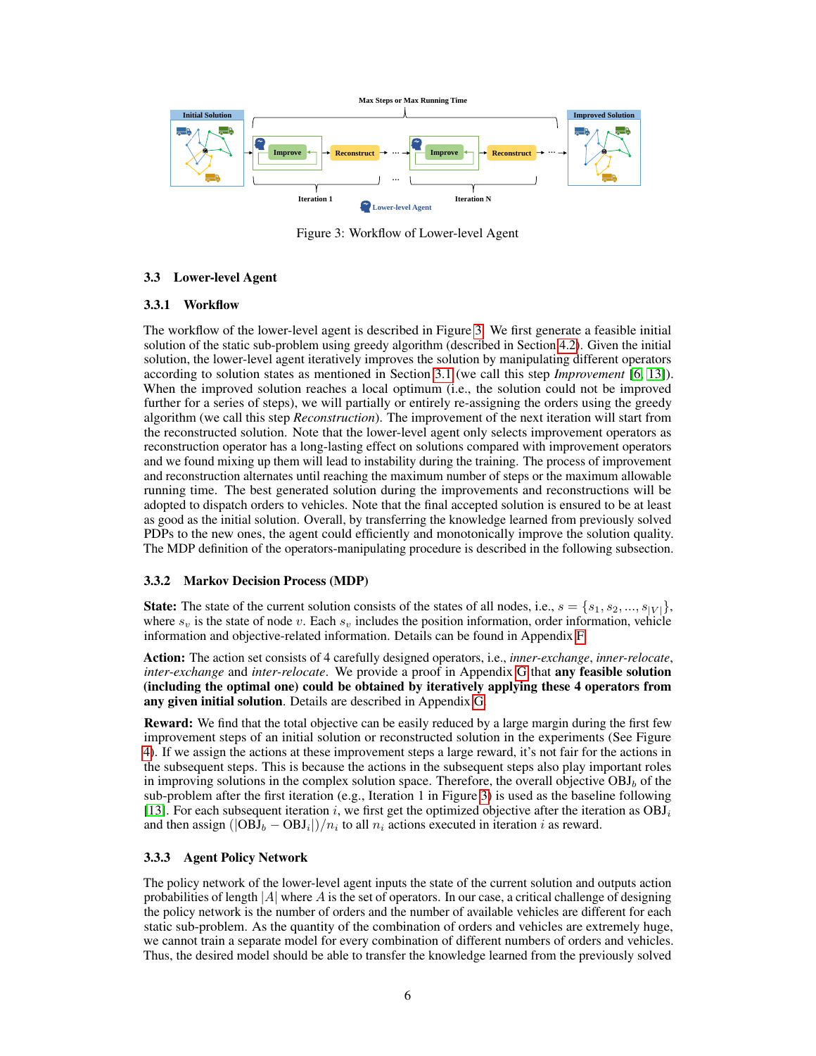Figure 3: Workflow of Lower-level Agent

### 3.3 Lower-level Agent

#### 3.3.1 Workflow

The workflow of the lower-level agent is described in Figure 3. We first generate a feasible initial solution of the static sub-problem using greedy algorithm (described in Section 4.2). Given the initial solution, the lower-level agent iteratively improves the solution by manipulating different operators according to solution states as mentioned in Section 3.1 (we call this step *Improvement* [6, 13]). When the improved solution reaches a local optimum (i.e., the solution could not be improved further for a series of steps), we will partially or entirely re-assigning the orders using the greedy algorithm (we call this step *Reconstruction*). The improvement of the next iteration will start from the reconstructed solution. Note that the lower-level agent only selects improvement operators as reconstruction operator has a long-lasting effect on solutions compared with improvement operators and we found mixing up them will lead to instability during the training. The process of improvement and reconstruction alternates until reaching the maximum number of steps or the maximum allowable running time. The best generated solution during the improvements and reconstructions will be adopted to dispatch orders to vehicles. Note that the final accepted solution is ensured to be at least as good as the initial solution. Overall, by transferring the knowledge learned from previously solved PDPs to the new ones, the agent could efficiently and monotonically improve the solution quality. The MDP definition of the operators-manipulating procedure is described in the following subsection.

#### 3.3.2 Markov Decision Process (MDP)

**State:** The state of the current solution consists of the states of all nodes, i.e., $s = \{s_1, s_2, ..., s_{|V|}\}$, where $s_v$ is the state of node $v$. Each $s_v$ includes the position information, order information, vehicle information and objective-related information. Details can be found in Appendix F.

**Action:** The action set consists of 4 carefully designed operators, i.e., *inner-exchange*, *inner-relocate*, *inter-exchange* and *inter-relocate*. We provide a proof in Appendix G that **any feasible solution (including the optimal one) could be obtained by iteratively applying these 4 operators from any given initial solution**. Details are described in Appendix G.

**Reward:** We find that the total objective can be easily reduced by a large margin during the first few improvement steps of an initial solution or reconstructed solution in the experiments (See Figure 4). If we assign the actions at these improvement steps a large reward, it's not fair for the actions in the subsequent steps. This is because the actions in the subsequent steps also play important roles in improving solutions in the complex solution space. Therefore, the overall objective $\text{OBJ}_b$ of the sub-problem after the first iteration (e.g., Iteration 1 in Figure 3) is used as the baseline following [13]. For each subsequent iteration $i$, we first get the optimized objective after the iteration as $\text{OBJ}_i$ and then assign $(|\text{OBJ}_b - \text{OBJ}_i|)/n_i$ to all $n_i$ actions executed in iteration $i$ as reward.

#### 3.3.3 Agent Policy Network

The policy network of the lower-level agent inputs the state of the current solution and outputs action probabilities of length $|A|$ where $A$ is the set of operators. In our case, a critical challenge of designing the policy network is the number of orders and the number of available vehicles are different for each static sub-problem. As the quantity of the combination of orders and vehicles are extremely huge, we cannot train a separate model for every combination of different numbers of orders and vehicles. Thus, the desired model should be able to transfer the knowledge learned from the previously solved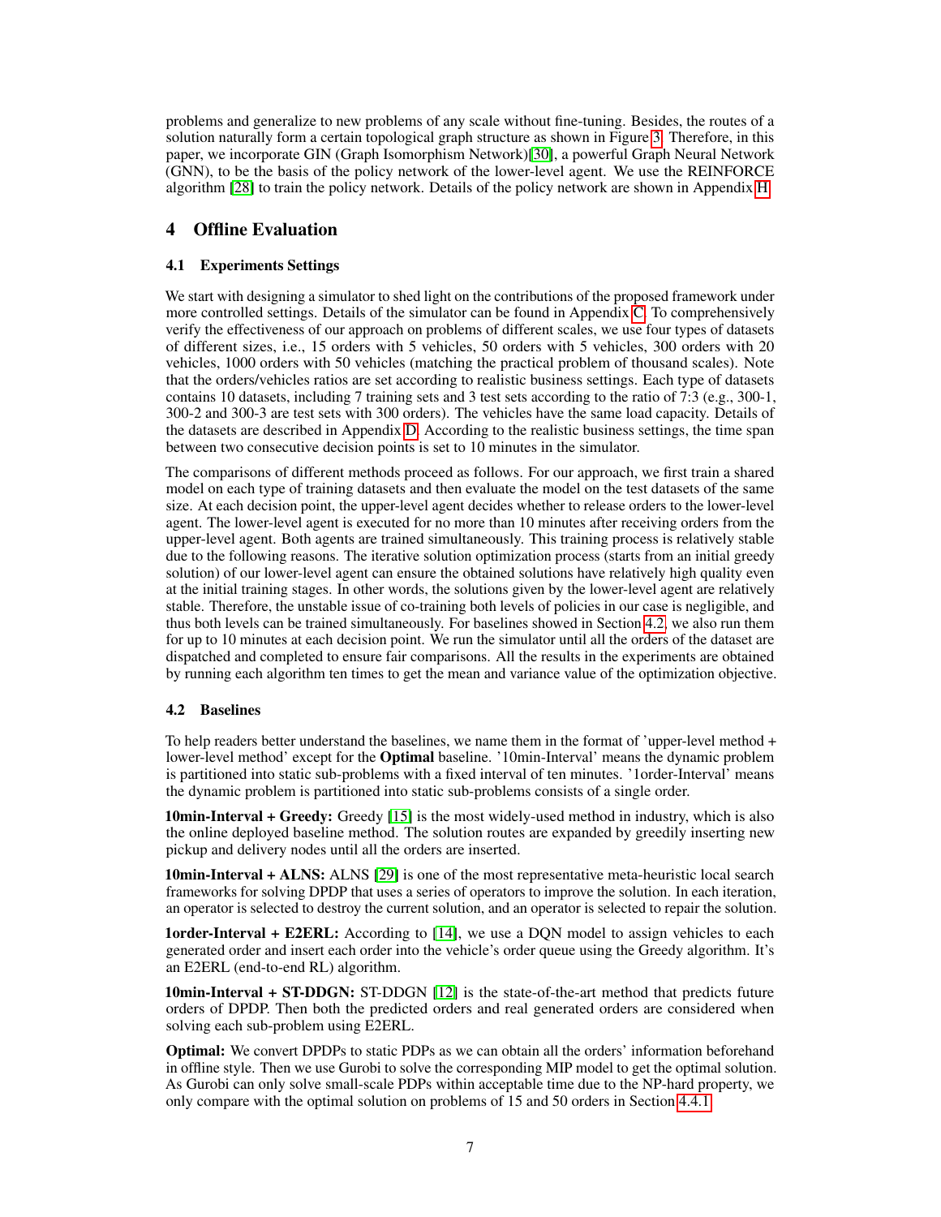problems and generalize to new problems of any scale without fine-tuning. Besides, the routes of a solution naturally form a certain topological graph structure as shown in Figure 3. Therefore, in this paper, we incorporate GIN (Graph Isomorphism Network)[30], a powerful Graph Neural Network (GNN), to be the basis of the policy network of the lower-level agent. We use the REINFORCE algorithm [28] to train the policy network. Details of the policy network are shown in Appendix H.

# 4 Offline Evaluation

## 4.1 Experiments Settings

We start with designing a simulator to shed light on the contributions of the proposed framework under more controlled settings. Details of the simulator can be found in Appendix C. To comprehensively verify the effectiveness of our approach on problems of different scales, we use four types of datasets of different sizes, i.e., 15 orders with 5 vehicles, 50 orders with 5 vehicles, 300 orders with 20 vehicles, 1000 orders with 50 vehicles (matching the practical problem of thousand scales). Note that the orders/vehicles ratios are set according to realistic business settings. Each type of datasets contains 10 datasets, including 7 training sets and 3 test sets according to the ratio of 7:3 (e.g., 300-1, 300-2 and 300-3 are test sets with 300 orders). The vehicles have the same load capacity. Details of the datasets are described in Appendix D. According to the realistic business settings, the time span between two consecutive decision points is set to 10 minutes in the simulator.

The comparisons of different methods proceed as follows. For our approach, we first train a shared model on each type of training datasets and then evaluate the model on the test datasets of the same size. At each decision point, the upper-level agent decides whether to release orders to the lower-level agent. The lower-level agent is executed for no more than 10 minutes after receiving orders from the upper-level agent. Both agents are trained simultaneously. This training process is relatively stable due to the following reasons. The iterative solution optimization process (starts from an initial greedy solution) of our lower-level agent can ensure the obtained solutions have relatively high quality even at the initial training stages. In other words, the solutions given by the lower-level agent are relatively stable. Therefore, the unstable issue of co-training both levels of policies in our case is negligible, and thus both levels can be trained simultaneously. For baselines showed in Section 4.2, we also run them for up to 10 minutes at each decision point. We run the simulator until all the orders of the dataset are dispatched and completed to ensure fair comparisons. All the results in the experiments are obtained by running each algorithm ten times to get the mean and variance value of the optimization objective.

## 4.2 Baselines

To help readers better understand the baselines, we name them in the format of 'upper-level method + lower-level method' except for the **Optimal** baseline. '10min-Interval' means the dynamic problem is partitioned into static sub-problems with a fixed interval of ten minutes. '1order-Interval' means the dynamic problem is partitioned into static sub-problems consists of a single order.

**10min-Interval + Greedy:** Greedy [15] is the most widely-used method in industry, which is also the online deployed baseline method. The solution routes are expanded by greedily inserting new pickup and delivery nodes until all the orders are inserted.

**10min-Interval + ALNS:** ALNS [29] is one of the most representative meta-heuristic local search frameworks for solving DPDP that uses a series of operators to improve the solution. In each iteration, an operator is selected to destroy the current solution, and an operator is selected to repair the solution.

**1order-Interval + E2ERL:** According to [14], we use a DQN model to assign vehicles to each generated order and insert each order into the vehicle's order queue using the Greedy algorithm. It's an E2ERL (end-to-end RL) algorithm.

**10min-Interval + ST-DDGN:** ST-DDGN [12] is the state-of-the-art method that predicts future orders of DPDP. Then both the predicted orders and real generated orders are considered when solving each sub-problem using E2ERL.

**Optimal:** We convert DPDPs to static PDPs as we can obtain all the orders' information beforehand in offline style. Then we use Gurobi to solve the corresponding MIP model to get the optimal solution. As Gurobi can only solve small-scale PDPs within acceptable time due to the NP-hard property, we only compare with the optimal solution on problems of 15 and 50 orders in Section 4.4.1.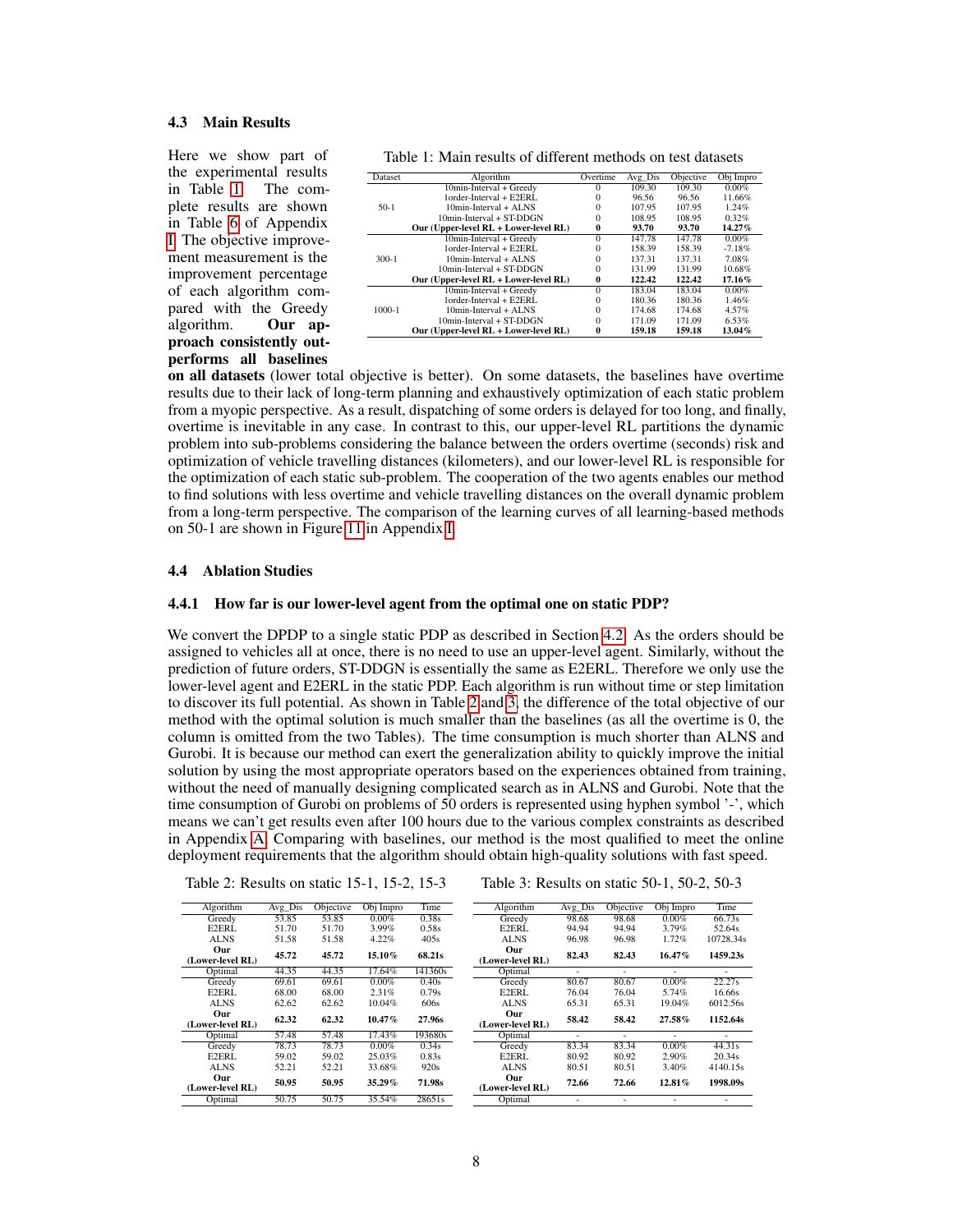### 4.3 Main Results

Here we show part of the experimental results in Table 1. The complete results are shown in Table 6 of Appendix I. The objective improvement measurement is the improvement percentage of each algorithm compared with the Greedy algorithm. **Our approach consistently outperforms all baselines on all datasets** (lower total objective is better). On some datasets, the baselines have overtime results due to their lack of long-term planning and exhaustively optimization of each static problem from a myopic perspective. As a result, dispatching of some orders is delayed for too long, and finally, overtime is inevitable in any case. In contrast to this, our upper-level RL partitions the dynamic problem into sub-problems considering the balance between the orders overtime (seconds) risk and optimization of vehicle travelling distances (kilometers), and our lower-level RL is responsible for the optimization of each static sub-problem. The cooperation of the two agents enables our method to find solutions with less overtime and vehicle travelling distances on the overall dynamic problem from a long-term perspective. The comparison of the learning curves of all learning-based methods on 50-1 are shown in Figure 11 in Appendix I.

Table 1: Main results of different methods on test datasets

| Dataset | Algorithm | Overtime | Avg_Dis | Objective | Obj Impro |
|---|---|---|---|---|---|
| 50-1 | 10min-Interval + Greedy | 0 | 109.30 | 109.30 | 0.00% |
| | 1order-Interval + E2ERL | 0 | 96.56 | 96.56 | 11.66% |
| | 10min-Interval + ALNS | 0 | 107.95 | 107.95 | 1.24% |
| | 10min-Interval + ST-DDGN | 0 | 108.95 | 108.95 | 0.32% |
| | **Our (Upper-level RL + Lower-level RL)** | **0** | **93.70** | **93.70** | **14.27%** |
| 300-1 | 10min-Interval + Greedy | 0 | 147.78 | 147.78 | 0.00% |
| | 1order-Interval + E2ERL | 0 | 158.39 | 158.39 | -7.18% |
| | 10min-Interval + ALNS | 0 | 137.31 | 137.31 | 7.08% |
| | 10min-Interval + ST-DDGN | 0 | 131.99 | 131.99 | 10.68% |
| | **Our (Upper-level RL + Lower-level RL)** | **0** | **122.42** | **122.42** | **17.16%** |
| 1000-1 | 10min-Interval + Greedy | 0 | 183.04 | 183.04 | 0.00% |
| | 1order-Interval + E2ERL | 0 | 180.36 | 180.36 | 1.46% |
| | 10min-Interval + ALNS | 0 | 174.68 | 174.68 | 4.57% |
| | 10min-Interval + ST-DDGN | 0 | 171.09 | 171.09 | 6.53% |
| | **Our (Upper-level RL + Lower-level RL)** | **0** | **159.18** | **159.18** | **13.04%** |

### 4.4 Ablation Studies

#### 4.4.1 How far is our lower-level agent from the optimal one on static PDP?

We convert the DPDP to a single static PDP as described in Section 4.2. As the orders should be assigned to vehicles all at once, there is no need to use an upper-level agent. Similarly, without the prediction of future orders, ST-DDGN is essentially the same as E2ERL. Therefore we only use the lower-level agent and E2ERL in the static PDP. Each algorithm is run without time or step limitation to discover its full potential. As shown in Table 2 and 3, the difference of the total objective of our method with the optimal solution is much smaller than the baselines (as all the overtime is 0, the column is omitted from the two Tables). The time consumption is much shorter than ALNS and Gurobi. It is because our method can exert the generalization ability to quickly improve the initial solution by using the most appropriate operators based on the experiences obtained from training, without the need of manually designing complicated search as in ALNS and Gurobi. Note that the time consumption of Gurobi on problems of 50 orders is represented using hyphen symbol '-', which means we can't get results even after 100 hours due to the various complex constraints as described in Appendix A. Comparing with baselines, our method is the most qualified to meet the online deployment requirements that the algorithm should obtain high-quality solutions with fast speed.

Table 2: Results on static 15-1, 15-2, 15-3

| Algorithm | Avg_Dis | Objective | Obj Impro | Time |
|---|---|---|---|---|
| Greedy | 53.85 | 53.85 | 0.00% | 0.38s |
| E2ERL | 51.70 | 51.70 | 3.99% | 0.58s |
| ALNS | 51.58 | 51.58 | 4.22% | 405s |
| **Our (Lower-level RL)** | **45.72** | **45.72** | **15.10%** | **68.21s** |
| Optimal | 44.35 | 44.35 | 17.64% | 141360s |
| Greedy | 69.61 | 69.61 | 0.00% | 0.40s |
| E2ERL | 68.00 | 68.00 | 2.31% | 0.79s |
| ALNS | 62.62 | 62.62 | 10.04% | 606s |
| **Our (Lower-level RL)** | **62.32** | **62.32** | **10.47%** | **27.96s** |
| Optimal | 57.48 | 57.48 | 17.43% | 193680s |
| Greedy | 78.73 | 78.73 | 0.00% | 0.34s |
| E2ERL | 59.02 | 59.02 | 25.03% | 0.83s |
| ALNS | 52.21 | 52.21 | 33.68% | 920s |
| **Our (Lower-level RL)** | **50.95** | **50.95** | **35.29%** | **71.98s** |
| Optimal | 50.75 | 50.75 | 35.54% | 28651s |

Table 3: Results on static 50-1, 50-2, 50-3

| Algorithm | Avg_Dis | Objective | Obj Impro | Time |
|---|---|---|---|---|
| Greedy | 98.68 | 98.68 | 0.00% | 66.73s |
| E2ERL | 94.94 | 94.94 | 3.79% | 52.64s |
| ALNS | 96.98 | 96.98 | 1.72% | 10728.34s |
| **Our (Lower-level RL)** | **82.43** | **82.43** | **16.47%** | **1459.23s** |
| Optimal | - | - | - | - |
| Greedy | 80.67 | 80.67 | 0.00% | 22.27s |
| E2ERL | 76.04 | 76.04 | 5.74% | 16.66s |
| ALNS | 65.31 | 65.31 | 19.04% | 6012.56s |
| **Our (Lower-level RL)** | **58.42** | **58.42** | **27.58%** | **1152.64s** |
| Optimal | - | - | - | - |
| Greedy | 83.34 | 83.34 | 0.00% | 44.31s |
| E2ERL | 80.92 | 80.92 | 2.90% | 20.34s |
| ALNS | 80.51 | 80.51 | 3.40% | 4140.15s |
| **Our (Lower-level RL)** | **72.66** | **72.66** | **12.81%** | **1998.09s** |
| Optimal | - | - | - | - |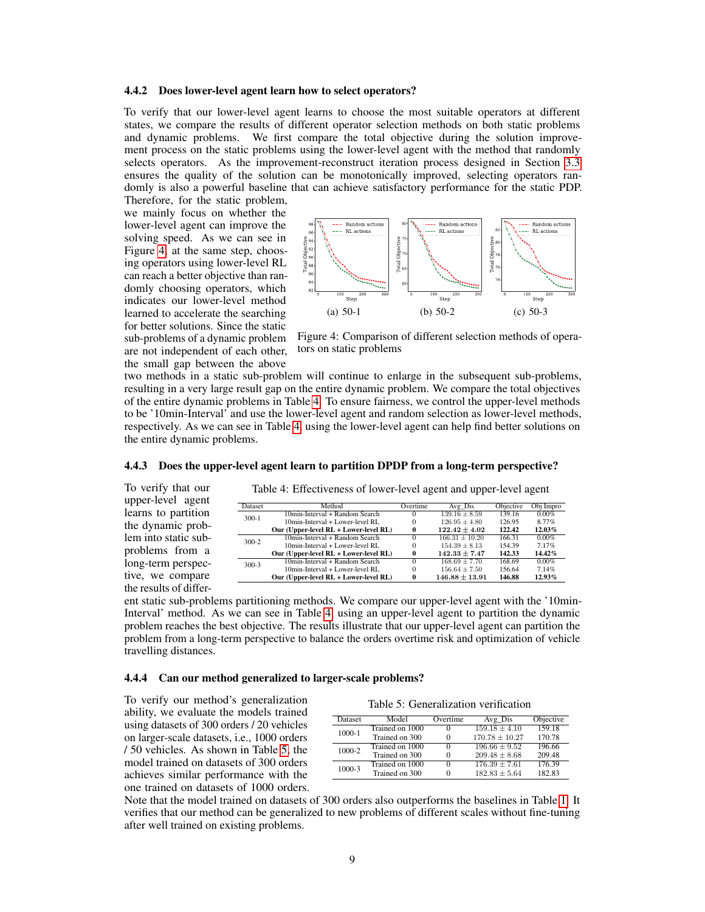#### 4.4.2 Does lower-level agent learn how to select operators?

To verify that our lower-level agent learns to choose the most suitable operators at different states, we compare the results of different operator selection methods on both static problems and dynamic problems. We first compare the total objective during the solution improvement process on the static problems using the lower-level agent with the method that randomly selects operators. As the improvement-reconstruct iteration process designed in Section 3.3 ensures the quality of the solution can be monotonically improved, selecting operators randomly is also a powerful baseline that can achieve satisfactory performance for the static PDP. Therefore, for the static problem, we mainly focus on whether the lower-level agent can improve the solving speed. As we can see in Figure 4, at the same step, choosing operators using lower-level RL can reach a better objective than randomly choosing operators, which indicates our lower-level method learned to accelerate the searching for better solutions. Since the static sub-problems of a dynamic problem are not independent of each other, the small gap between the above two methods in a static sub-problem will continue to enlarge in the subsequent sub-problems, resulting in a very large result gap on the entire dynamic problem. We compare the total objectives of the entire dynamic problems in Table 4. To ensure fairness, we control the upper-level methods to be '10min-Interval' and use the lower-level agent and random selection as lower-level methods, respectively. As we can see in Table 4, using the lower-level agent can help find better solutions on the entire dynamic problems.

(a) 50-1 (b) 50-2 (c) 50-3

Figure 4: Comparison of different selection methods of operators on static problems

#### 4.4.3 Does the upper-level agent learn to partition DPDP from a long-term perspective?

To verify that our upper-level agent learns to partition the dynamic problem into static sub-problems from a long-term perspective, we compare the results of different static sub-problems partitioning methods. We compare our upper-level agent with the '10min-Interval' method. As we can see in Table 4, using an upper-level agent to partition the dynamic problem reaches the best objective. The results illustrate that our upper-level agent can partition the problem from a long-term perspective to balance the orders overtime risk and optimization of vehicle travelling distances.

Table 4: Effectiveness of lower-level agent and upper-level agent

| Dataset | Method | Overtime | Avg_Dis | Objective | Obj Impro |
|---|---|---|---|---|---|
| 300-1 | 10min-Interval + Random Search | 0 | $139.16 \pm 8.59$ | 139.16 | 0.00% |
| | 10min-Interval + Lower-level RL | 0 | $126.95 \pm 4.80$ | 126.95 | 8.77% |
| | **Our (Upper-level RL + Lower-level RL)** | **0** | $\mathbf{122.42 \pm 4.02}$ | **122.42** | **12.03%** |
| 300-2 | 10min-Interval + Random Search | 0 | $166.31 \pm 10.20$ | 166.31 | 0.00% |
| | 10min-Interval + Lower-level RL | 0 | $154.39 \pm 8.13$ | 154.39 | 7.17% |
| | **Our (Upper-level RL + Lower-level RL)** | **0** | $\mathbf{142.33 \pm 7.47}$ | **142.33** | **14.42%** |
| 300-3 | 10min-Interval + Random Search | 0 | $168.69 \pm 7.70$ | 168.69 | 0.00% |
| | 10min-Interval + Lower-level RL | 0 | $156.64 \pm 7.50$ | 156.64 | 7.14% |
| | **Our (Upper-level RL + Lower-level RL)** | **0** | $\mathbf{146.88 \pm 13.91}$ | **146.88** | **12.93%** |

#### 4.4.4 Can our method generalized to larger-scale problems?

To verify our method's generalization ability, we evaluate the models trained using datasets of 300 orders / 20 vehicles on larger-scale datasets, i.e., 1000 orders / 50 vehicles. As shown in Table 5, the model trained on datasets of 300 orders achieves similar performance with the one trained on datasets of 1000 orders. Note that the model trained on datasets of 300 orders also outperforms the baselines in Table 1. It verifies that our method can be generalized to new problems of different scales without fine-tuning after well trained on existing problems.

Table 5: Generalization verification

| Dataset | Model | Overtime | Avg_Dis | Objective |
|---|---|---|---|---|
| 1000-1 | Trained on 1000 | 0 | $159.18 \pm 4.10$ | 159.18 |
| | Trained on 300 | 0 | $170.78 \pm 10.27$ | 170.78 |
| 1000-2 | Trained on 1000 | 0 | $196.66 \pm 9.52$ | 196.66 |
| | Trained on 300 | 0 | $209.48 \pm 8.68$ | 209.48 |
| 1000-3 | Trained on 1000 | 0 | $176.39 \pm 7.61$ | 176.39 |
| | Trained on 300 | 0 | $182.83 \pm 5.64$ | 182.83 |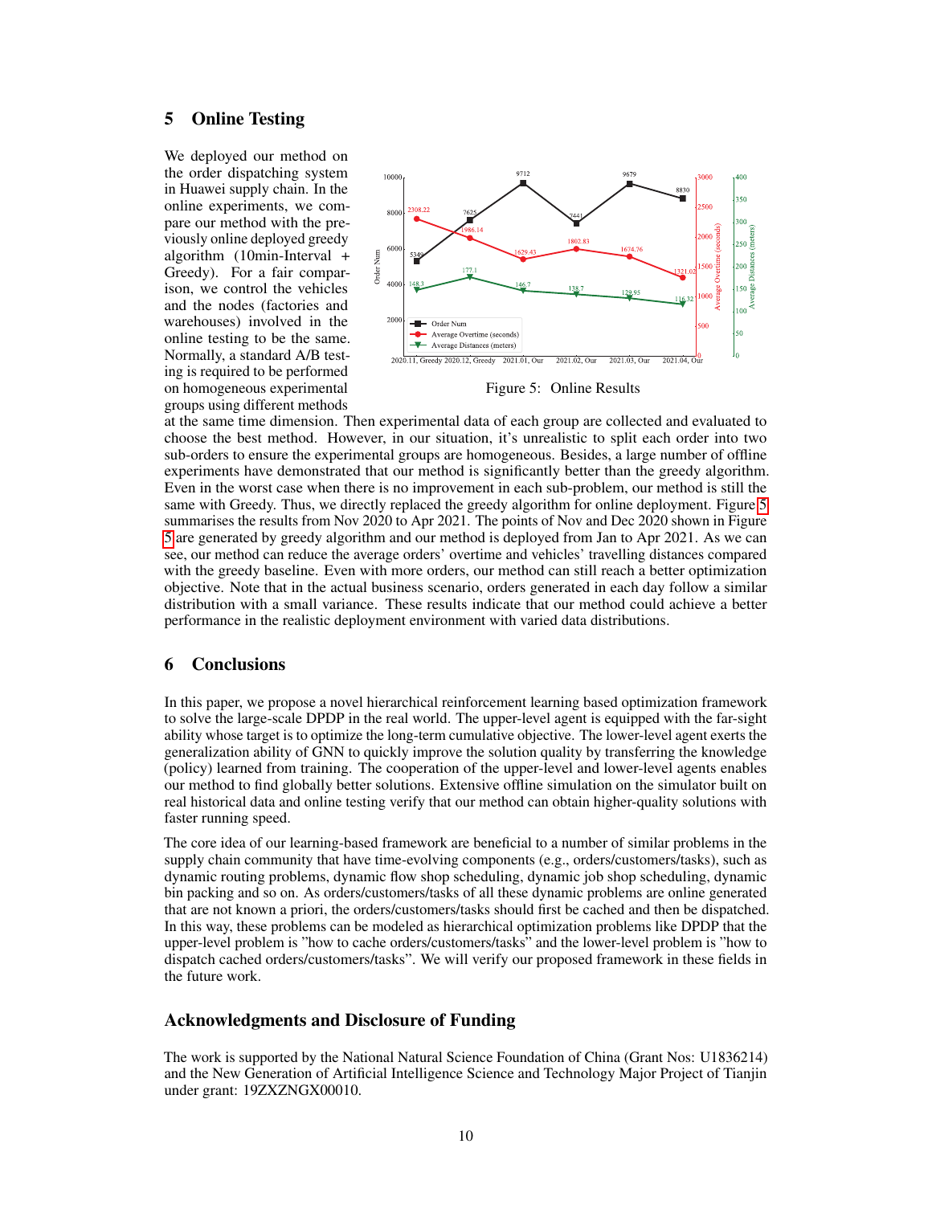## 5 Online Testing

We deployed our method on the order dispatching system in Huawei supply chain. In the online experiments, we compare our method with the previously online deployed greedy algorithm (10min-Interval + Greedy). For a fair comparison, we control the vehicles and the nodes (factories and warehouses) involved in the online testing to be the same. Normally, a standard A/B testing is required to be performed on homogeneous experimental groups using different methods at the same time dimension. Then experimental data of each group are collected and evaluated to choose the best method. However, in our situation, it's unrealistic to split each order into two sub-orders to ensure the experimental groups are homogeneous. Besides, a large number of offline experiments have demonstrated that our method is significantly better than the greedy algorithm. Even in the worst case when there is no improvement in each sub-problem, our method is still the same with Greedy. Thus, we directly replaced the greedy algorithm for online deployment. Figure 5 summarises the results from Nov 2020 to Apr 2021. The points of Nov and Dec 2020 shown in Figure 5 are generated by greedy algorithm and our method is deployed from Jan to Apr 2021. As we can see, our method can reduce the average orders' overtime and vehicles' travelling distances compared with the greedy baseline. Even with more orders, our method can still reach a better optimization objective. Note that in the actual business scenario, orders generated in each day follow a similar distribution with a small variance. These results indicate that our method could achieve a better performance in the realistic deployment environment with varied data distributions.

Figure 5: Online Results

## 6 Conclusions

In this paper, we propose a novel hierarchical reinforcement learning based optimization framework to solve the large-scale DPDP in the real world. The upper-level agent is equipped with the far-sight ability whose target is to optimize the long-term cumulative objective. The lower-level agent exerts the generalization ability of GNN to quickly improve the solution quality by transferring the knowledge (policy) learned from training. The cooperation of the upper-level and lower-level agents enables our method to find globally better solutions. Extensive offline simulation on the simulator built on real historical data and online testing verify that our method can obtain higher-quality solutions with faster running speed.

The core idea of our learning-based framework are beneficial to a number of similar problems in the supply chain community that have time-evolving components (e.g., orders/customers/tasks), such as dynamic routing problems, dynamic flow shop scheduling, dynamic job shop scheduling, dynamic bin packing and so on. As orders/customers/tasks of all these dynamic problems are online generated that are not known a priori, the orders/customers/tasks should first be cached and then be dispatched. In this way, these problems can be modeled as hierarchical optimization problems like DPDP that the upper-level problem is "how to cache orders/customers/tasks" and the lower-level problem is "how to dispatch cached orders/customers/tasks". We will verify our proposed framework in these fields in the future work.

## Acknowledgments and Disclosure of Funding

The work is supported by the National Natural Science Foundation of China (Grant Nos: U1836214) and the New Generation of Artificial Intelligence Science and Technology Major Project of Tianjin under grant: 19ZXZNGX00010.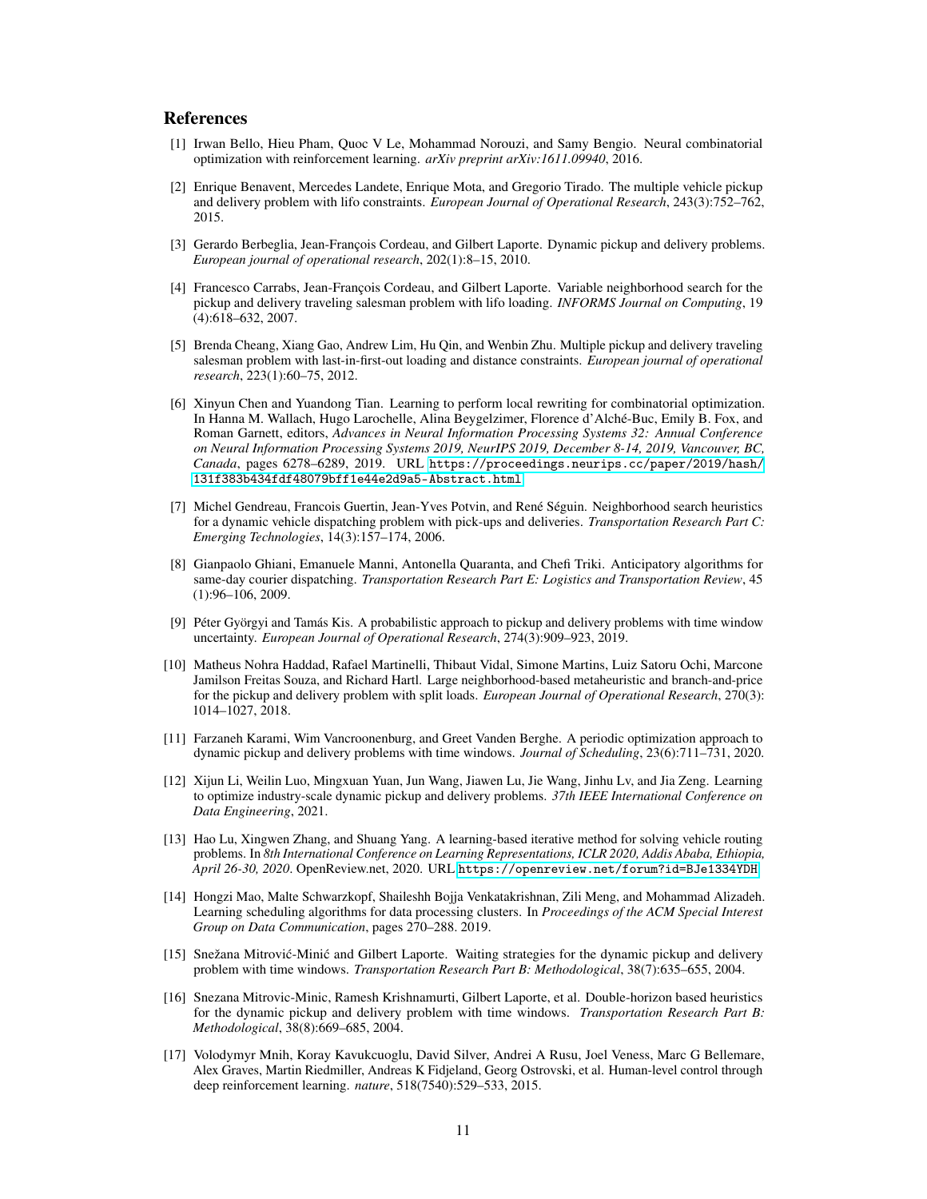## References

[1] Irwan Bello, Hieu Pham, Quoc V Le, Mohammad Norouzi, and Samy Bengio. Neural combinatorial optimization with reinforcement learning. *arXiv preprint arXiv:1611.09940*, 2016.

[2] Enrique Benavent, Mercedes Landete, Enrique Mota, and Gregorio Tirado. The multiple vehicle pickup and delivery problem with lifo constraints. *European Journal of Operational Research*, 243(3):752–762, 2015.

[3] Gerardo Berbeglia, Jean-François Cordeau, and Gilbert Laporte. Dynamic pickup and delivery problems. *European journal of operational research*, 202(1):8–15, 2010.

[4] Francesco Carrabs, Jean-François Cordeau, and Gilbert Laporte. Variable neighborhood search for the pickup and delivery traveling salesman problem with lifo loading. *INFORMS Journal on Computing*, 19 (4):618–632, 2007.

[5] Brenda Cheang, Xiang Gao, Andrew Lim, Hu Qin, and Wenbin Zhu. Multiple pickup and delivery traveling salesman problem with last-in-first-out loading and distance constraints. *European journal of operational research*, 223(1):60–75, 2012.

[6] Xinyun Chen and Yuandong Tian. Learning to perform local rewriting for combinatorial optimization. In Hanna M. Wallach, Hugo Larochelle, Alina Beygelzimer, Florence d'Alché-Buc, Emily B. Fox, and Roman Garnett, editors, *Advances in Neural Information Processing Systems 32: Annual Conference on Neural Information Processing Systems 2019, NeurIPS 2019, December 8-14, 2019, Vancouver, BC, Canada*, pages 6278–6289, 2019. URL https://proceedings.neurips.cc/paper/2019/hash/131f383b434fdf48079bff1e44e2d9a5-Abstract.html.

[7] Michel Gendreau, Francois Guertin, Jean-Yves Potvin, and René Séguin. Neighborhood search heuristics for a dynamic vehicle dispatching problem with pick-ups and deliveries. *Transportation Research Part C: Emerging Technologies*, 14(3):157–174, 2006.

[8] Gianpaolo Ghiani, Emanuele Manni, Antonella Quaranta, and Chefi Triki. Anticipatory algorithms for same-day courier dispatching. *Transportation Research Part E: Logistics and Transportation Review*, 45 (1):96–106, 2009.

[9] Péter Györgyi and Tamás Kis. A probabilistic approach to pickup and delivery problems with time window uncertainty. *European Journal of Operational Research*, 274(3):909–923, 2019.

[10] Matheus Nohra Haddad, Rafael Martinelli, Thibaut Vidal, Simone Martins, Luiz Satoru Ochi, Marcone Jamilson Freitas Souza, and Richard Hartl. Large neighborhood-based metaheuristic and branch-and-price for the pickup and delivery problem with split loads. *European Journal of Operational Research*, 270(3): 1014–1027, 2018.

[11] Farzaneh Karami, Wim Vancroonenburg, and Greet Vanden Berghe. A periodic optimization approach to dynamic pickup and delivery problems with time windows. *Journal of Scheduling*, 23(6):711–731, 2020.

[12] Xijun Li, Weilin Luo, Mingxuan Yuan, Jun Wang, Jiawen Lu, Jie Wang, Jinhu Lv, and Jia Zeng. Learning to optimize industry-scale dynamic pickup and delivery problems. *37th IEEE International Conference on Data Engineering*, 2021.

[13] Hao Lu, Xingwen Zhang, and Shuang Yang. A learning-based iterative method for solving vehicle routing problems. In *8th International Conference on Learning Representations, ICLR 2020, Addis Ababa, Ethiopia, April 26-30, 2020*. OpenReview.net, 2020. URL https://openreview.net/forum?id=BJe1334YDH.

[14] Hongzi Mao, Malte Schwarzkopf, Shaileshh Bojja Venkatakrishnan, Zili Meng, and Mohammad Alizadeh. Learning scheduling algorithms for data processing clusters. In *Proceedings of the ACM Special Interest Group on Data Communication*, pages 270–288. 2019.

[15] Snežana Mitrović-Minić and Gilbert Laporte. Waiting strategies for the dynamic pickup and delivery problem with time windows. *Transportation Research Part B: Methodological*, 38(7):635–655, 2004.

[16] Snezana Mitrovic-Minic, Ramesh Krishnamurti, Gilbert Laporte, et al. Double-horizon based heuristics for the dynamic pickup and delivery problem with time windows. *Transportation Research Part B: Methodological*, 38(8):669–685, 2004.

[17] Volodymyr Mnih, Koray Kavukcuoglu, David Silver, Andrei A Rusu, Joel Veness, Marc G Bellemare, Alex Graves, Martin Riedmiller, Andreas K Fidjeland, Georg Ostrovski, et al. Human-level control through deep reinforcement learning. *nature*, 518(7540):529–533, 2015.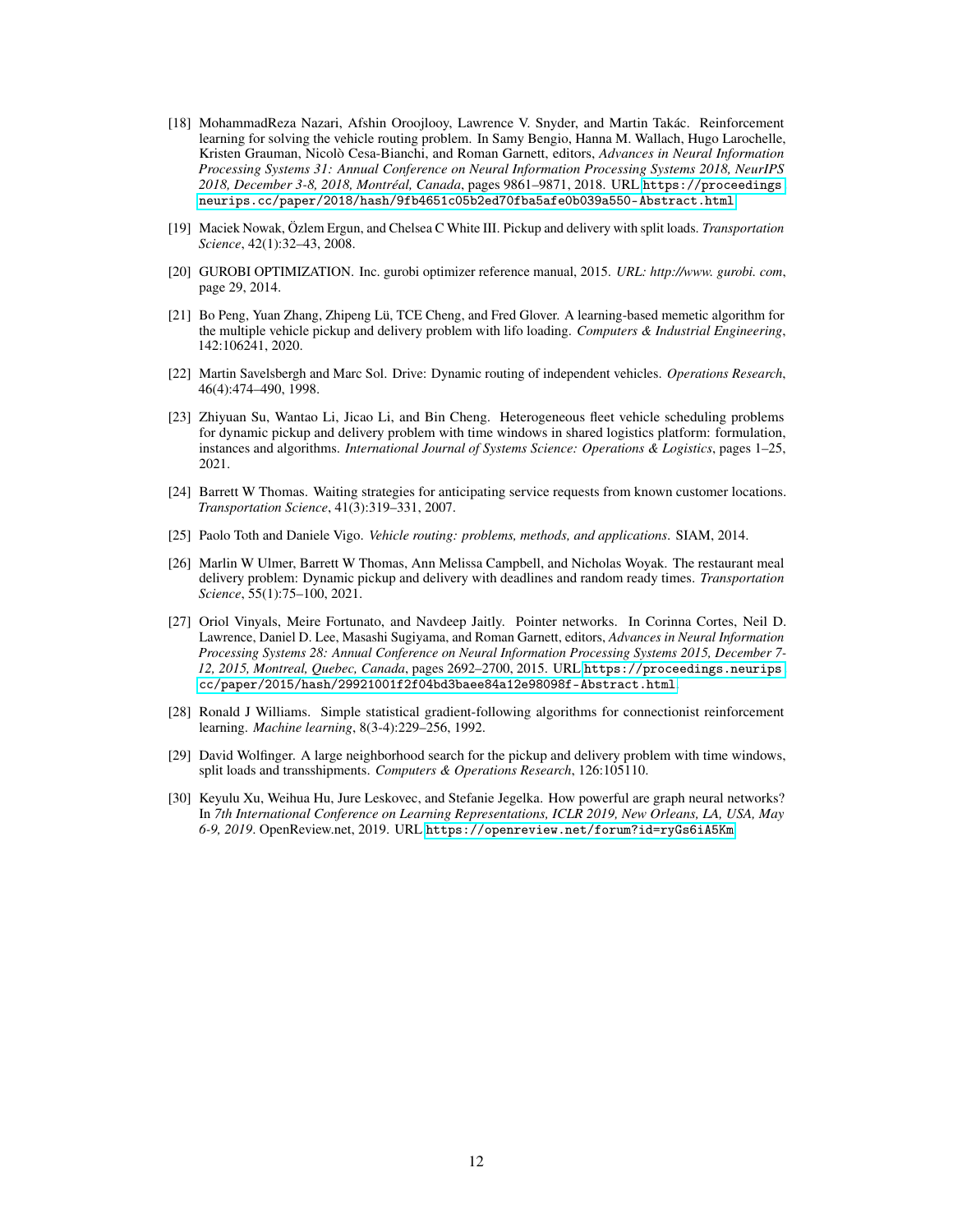[18] MohammadReza Nazari, Afshin Oroojlooy, Lawrence V. Snyder, and Martin Takác. Reinforcement learning for solving the vehicle routing problem. In Samy Bengio, Hanna M. Wallach, Hugo Larochelle, Kristen Grauman, Nicolò Cesa-Bianchi, and Roman Garnett, editors, *Advances in Neural Information Processing Systems 31: Annual Conference on Neural Information Processing Systems 2018, NeurIPS 2018, December 3-8, 2018, Montréal, Canada*, pages 9861–9871, 2018. URL `https://proceedings.neurips.cc/paper/2018/hash/9fb4651c05b2ed70fba5afe0b039a550-Abstract.html`.

[19] Maciek Nowak, Özlem Ergun, and Chelsea C White III. Pickup and delivery with split loads. *Transportation Science*, 42(1):32–43, 2008.

[20] GUROBI OPTIMIZATION. Inc. gurobi optimizer reference manual, 2015. *URL: http://www. gurobi. com*, page 29, 2014.

[21] Bo Peng, Yuan Zhang, Zhipeng Lü, TCE Cheng, and Fred Glover. A learning-based memetic algorithm for the multiple vehicle pickup and delivery problem with lifo loading. *Computers & Industrial Engineering*, 142:106241, 2020.

[22] Martin Savelsbergh and Marc Sol. Drive: Dynamic routing of independent vehicles. *Operations Research*, 46(4):474–490, 1998.

[23] Zhiyuan Su, Wantao Li, Jicao Li, and Bin Cheng. Heterogeneous fleet vehicle scheduling problems for dynamic pickup and delivery problem with time windows in shared logistics platform: formulation, instances and algorithms. *International Journal of Systems Science: Operations & Logistics*, pages 1–25, 2021.

[24] Barrett W Thomas. Waiting strategies for anticipating service requests from known customer locations. *Transportation Science*, 41(3):319–331, 2007.

[25] Paolo Toth and Daniele Vigo. *Vehicle routing: problems, methods, and applications*. SIAM, 2014.

[26] Marlin W Ulmer, Barrett W Thomas, Ann Melissa Campbell, and Nicholas Woyak. The restaurant meal delivery problem: Dynamic pickup and delivery with deadlines and random ready times. *Transportation Science*, 55(1):75–100, 2021.

[27] Oriol Vinyals, Meire Fortunato, and Navdeep Jaitly. Pointer networks. In Corinna Cortes, Neil D. Lawrence, Daniel D. Lee, Masashi Sugiyama, and Roman Garnett, editors, *Advances in Neural Information Processing Systems 28: Annual Conference on Neural Information Processing Systems 2015, December 7-12, 2015, Montreal, Quebec, Canada*, pages 2692–2700, 2015. URL `https://proceedings.neurips.cc/paper/2015/hash/29921001f2f04bd3baee84a12e98098f-Abstract.html`.

[28] Ronald J Williams. Simple statistical gradient-following algorithms for connectionist reinforcement learning. *Machine learning*, 8(3-4):229–256, 1992.

[29] David Wolfinger. A large neighborhood search for the pickup and delivery problem with time windows, split loads and transshipments. *Computers & Operations Research*, 126:105110.

[30] Keyulu Xu, Weihua Hu, Jure Leskovec, and Stefanie Jegelka. How powerful are graph neural networks? In *7th International Conference on Learning Representations, ICLR 2019, New Orleans, LA, USA, May 6-9, 2019*. OpenReview.net, 2019. URL `https://openreview.net/forum?id=ryGs6iA5Km`.